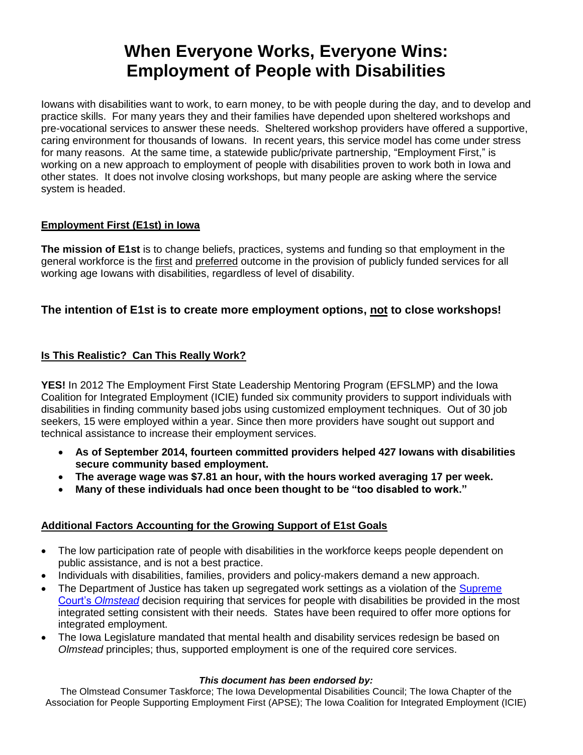# When Everyone Works, Everyone Wins: Employment of People with Disabilities

Iowans with disabilities want to work, to earn money, to be with people during the day, and to develop and practice skills. For many years they and their families have depended upon sheltered workshops and pre-vocational services to answer these needs. Sheltered workshop providers have offered a supportive, caring environment for thousands of Iowans. In recent years, this service model has come under stress for many reasons. At the same time, a statewide public/private partnership, "Employment First," is working on a new approach to employment of people with disabilities proven to work both in Iowa and other states. It does not involve closing workshops, but many people are asking where the service system is headed.

## Employment First (E1st) in Iowa

**The mission of E1st** is to change beliefs, practices, systems and funding so that employment in the general workforce is the first and preferred outcome in the provision of publicly funded services for all working age Iowans with disabilities, regardless of level of disability.

### The intention of E1st is to create more employment options, not to close workshops!

## Is This Realistic? Can This Really Work?

**YES!** In 2012 The Employment First State Leadership Mentoring Program (EFSLMP) and the Iowa Coalition for Integrated Employment (ICIE) funded six community providers to support individuals with disabilities in finding community based jobs using customized employment techniques. Out of 30 job seekers, 15 were employed within a year. Since then more providers have sought out support and technical assistance to increase their employment services.

- **As of September 2014, fourteen committed providers helped 427 Iowans with disabilities secure community based employment.**
- **The average wage was $7.81 an hour, with the hours worked averaging 17 per week.**
- **Many of these individuals had once been thought to be "too disabled to work."**

## Additional Factors Accounting for the Growing Support of E1st Goals

- The low participation rate of people with disabilities in the workforce keeps people dependent on public assistance, and is not a best practice.
- Individuals with disabilities, families, providers and policy-makers demand a new approach.
- The Department of Justice has taken up segregated work settings as a violation of the Supreme Court's *Olmstead* decision requiring that services for people with disabilities be provided in the most integrated setting consistent with their needs. States have been required to offer more options for integrated employment.
- The Iowa Legislature mandated that mental health and disability services redesign be based on *Olmstead* principles; thus, supported employment is one of the required core services.

***This document has been endorsed by:***

The Olmstead Consumer Taskforce; The Iowa Developmental Disabilities Council; The Iowa Chapter of the Association for People Supporting Employment First (APSE); The Iowa Coalition for Integrated Employment (ICIE)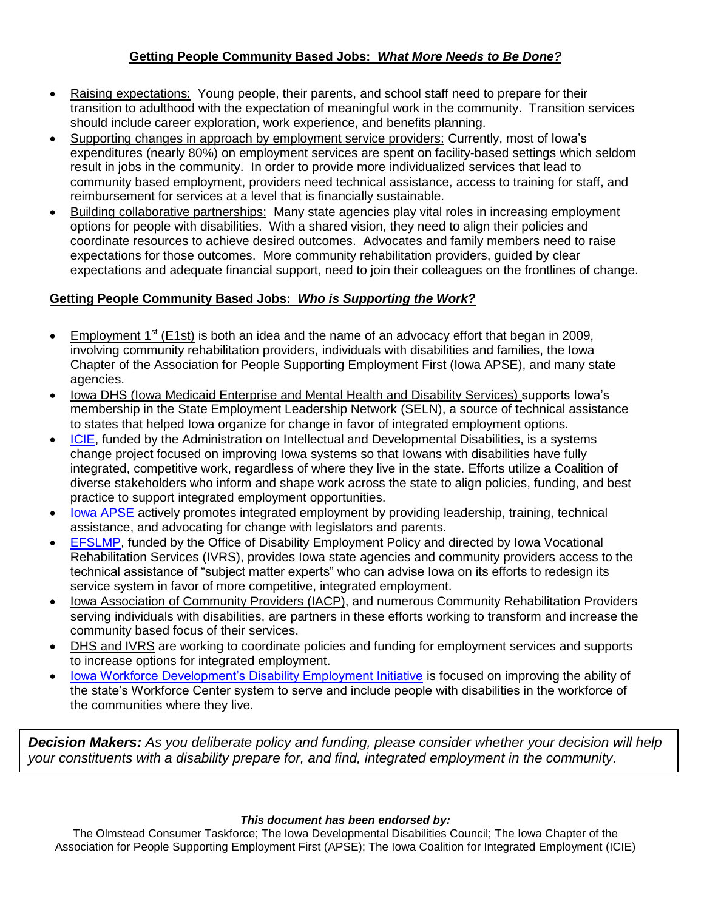## Getting People Community Based Jobs: *What More Needs to Be Done?*

- Raising expectations: Young people, their parents, and school staff need to prepare for their transition to adulthood with the expectation of meaningful work in the community. Transition services should include career exploration, work experience, and benefits planning.
- Supporting changes in approach by employment service providers: Currently, most of Iowa's expenditures (nearly 80%) on employment services are spent on facility-based settings which seldom result in jobs in the community. In order to provide more individualized services that lead to community based employment, providers need technical assistance, access to training for staff, and reimbursement for services at a level that is financially sustainable.
- Building collaborative partnerships: Many state agencies play vital roles in increasing employment options for people with disabilities. With a shared vision, they need to align their policies and coordinate resources to achieve desired outcomes. Advocates and family members need to raise expectations for those outcomes. More community rehabilitation providers, guided by clear expectations and adequate financial support, need to join their colleagues on the frontlines of change.

## Getting People Community Based Jobs: *Who is Supporting the Work?*

- Employment 1st (E1st) is both an idea and the name of an advocacy effort that began in 2009, involving community rehabilitation providers, individuals with disabilities and families, the Iowa Chapter of the Association for People Supporting Employment First (Iowa APSE), and many state agencies.
- Iowa DHS (Iowa Medicaid Enterprise and Mental Health and Disability Services) supports Iowa's membership in the State Employment Leadership Network (SELN), a source of technical assistance to states that helped Iowa organize for change in favor of integrated employment options.
- ICIE, funded by the Administration on Intellectual and Developmental Disabilities, is a systems change project focused on improving Iowa systems so that Iowans with disabilities have fully integrated, competitive work, regardless of where they live in the state. Efforts utilize a Coalition of diverse stakeholders who inform and shape work across the state to align policies, funding, and best practice to support integrated employment opportunities.
- Iowa APSE actively promotes integrated employment by providing leadership, training, technical assistance, and advocating for change with legislators and parents.
- EFSLMP, funded by the Office of Disability Employment Policy and directed by Iowa Vocational Rehabilitation Services (IVRS), provides Iowa state agencies and community providers access to the technical assistance of "subject matter experts" who can advise Iowa on its efforts to redesign its service system in favor of more competitive, integrated employment.
- Iowa Association of Community Providers (IACP), and numerous Community Rehabilitation Providers serving individuals with disabilities, are partners in these efforts working to transform and increase the community based focus of their services.
- DHS and IVRS are working to coordinate policies and funding for employment services and supports to increase options for integrated employment.
- Iowa Workforce Development's Disability Employment Initiative is focused on improving the ability of the state's Workforce Center system to serve and include people with disabilities in the workforce of the communities where they live.

***Decision Makers:*** *As you deliberate policy and funding, please consider whether your decision will help your constituents with a disability prepare for, and find, integrated employment in the community.*

***This document has been endorsed by:***

The Olmstead Consumer Taskforce; The Iowa Developmental Disabilities Council; The Iowa Chapter of the Association for People Supporting Employment First (APSE); The Iowa Coalition for Integrated Employment (ICIE)